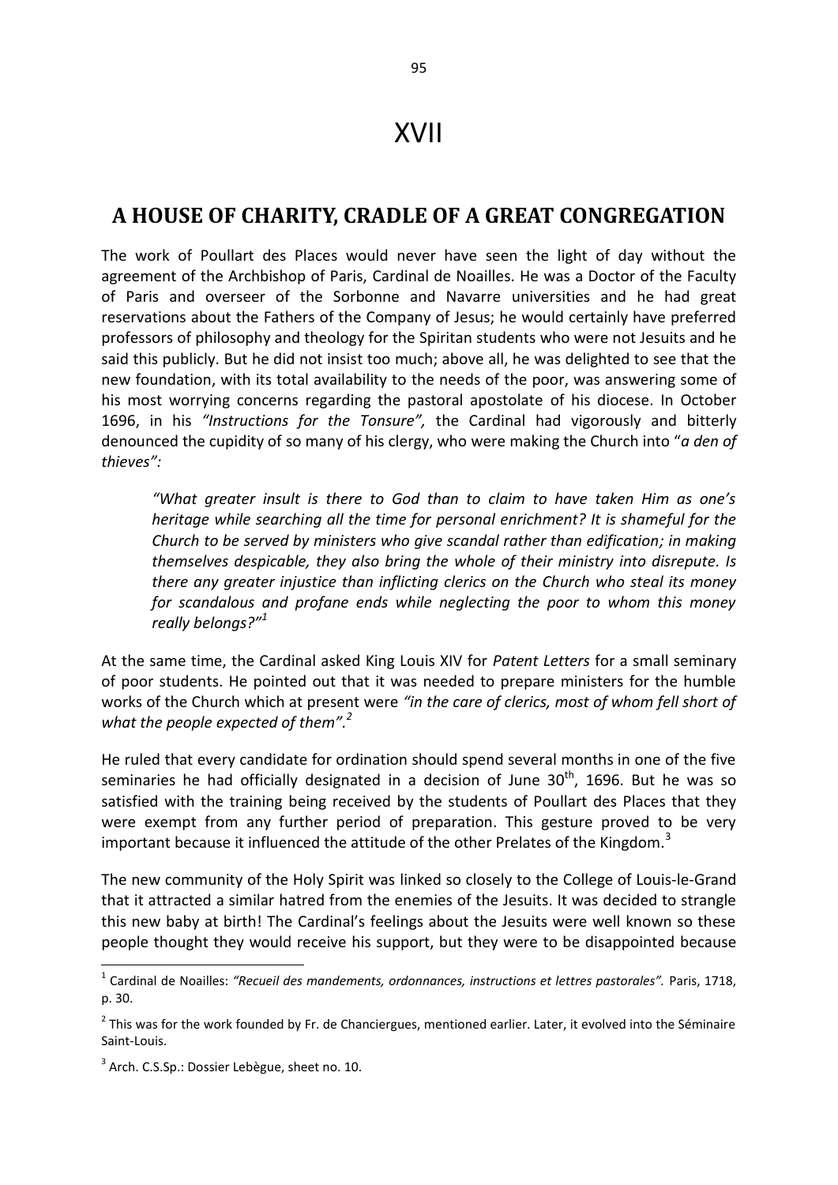# XVII

## A HOUSE OF CHARITY, CRADLE OF A GREAT CONGREGATION

The work of Poullart des Places would never have seen the light of day without the agreement of the Archbishop of Paris, Cardinal de Noailles. He was a Doctor of the Faculty of Paris and overseer of the Sorbonne and Navarre universities and he had great reservations about the Fathers of the Company of Jesus; he would certainly have preferred professors of philosophy and theology for the Spiritan students who were not Jesuits and he said this publicly. But he did not insist too much; above all, he was delighted to see that the new foundation, with its total availability to the needs of the poor, was answering some of his most worrying concerns regarding the pastoral apostolate of his diocese. In October 1696, in his *"Instructions for the Tonsure",* the Cardinal had vigorously and bitterly denounced the cupidity of so many of his clergy, who were making the Church into "*a den of thieves":*

> *"What greater insult is there to God than to claim to have taken Him as one's heritage while searching all the time for personal enrichment? It is shameful for the Church to be served by ministers who give scandal rather than edification; in making themselves despicable, they also bring the whole of their ministry into disrepute. Is there any greater injustice than inflicting clerics on the Church who steal its money for scandalous and profane ends while neglecting the poor to whom this money really belongs?"*[1]

At the same time, the Cardinal asked King Louis XIV for *Patent Letters* for a small seminary of poor students. He pointed out that it was needed to prepare ministers for the humble works of the Church which at present were *"in the care of clerics, most of whom fell short of what the people expected of them".*[2]

He ruled that every candidate for ordination should spend several months in one of the five seminaries he had officially designated in a decision of June 30th, 1696. But he was so satisfied with the training being received by the students of Poullart des Places that they were exempt from any further period of preparation. This gesture proved to be very important because it influenced the attitude of the other Prelates of the Kingdom.[3]

The new community of the Holy Spirit was linked so closely to the College of Louis-le-Grand that it attracted a similar hatred from the enemies of the Jesuits. It was decided to strangle this new baby at birth! The Cardinal's feelings about the Jesuits were well known so these people thought they would receive his support, but they were to be disappointed because

---

[1] Cardinal de Noailles: *"Recueil des mandements, ordonnances, instructions et lettres pastorales".* Paris, 1718, p. 30.

[2] This was for the work founded by Fr. de Chanciergues, mentioned earlier. Later, it evolved into the Séminaire Saint-Louis.

[3] Arch. C.S.Sp.: Dossier Lebègue, sheet no. 10.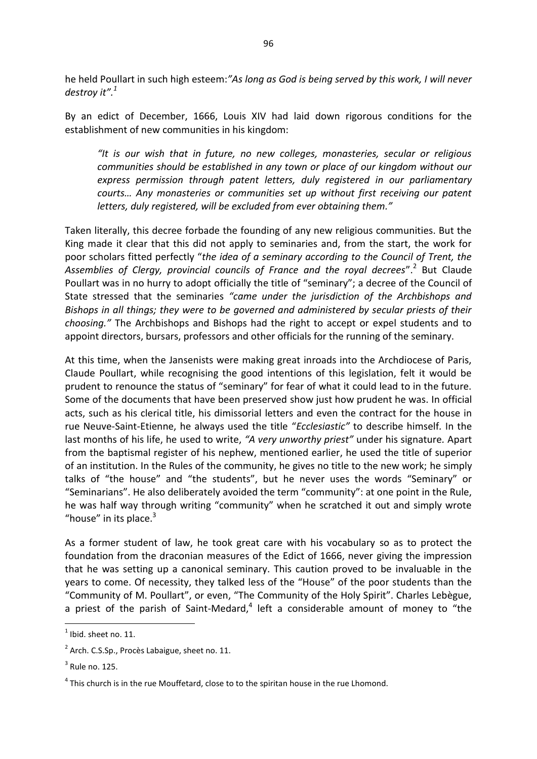he held Poullart in such high esteem:*"As long as God is being served by this work, I will never destroy it".*[1]

By an edict of December, 1666, Louis XIV had laid down rigorous conditions for the establishment of new communities in his kingdom:

> *"It is our wish that in future, no new colleges, monasteries, secular or religious communities should be established in any town or place of our kingdom without our express permission through patent letters, duly registered in our parliamentary courts… Any monasteries or communities set up without first receiving our patent letters, duly registered, will be excluded from ever obtaining them."*

Taken literally, this decree forbade the founding of any new religious communities. But the King made it clear that this did not apply to seminaries and, from the start, the work for poor scholars fitted perfectly "*the idea of a seminary according to the Council of Trent, the Assemblies of Clergy, provincial councils of France and the royal decrees*".[2] But Claude Poullart was in no hurry to adopt officially the title of "seminary"; a decree of the Council of State stressed that the seminaries *"came under the jurisdiction of the Archbishops and Bishops in all things; they were to be governed and administered by secular priests of their choosing."* The Archbishops and Bishops had the right to accept or expel students and to appoint directors, bursars, professors and other officials for the running of the seminary.

At this time, when the Jansenists were making great inroads into the Archdiocese of Paris, Claude Poullart, while recognising the good intentions of this legislation, felt it would be prudent to renounce the status of "seminary" for fear of what it could lead to in the future. Some of the documents that have been preserved show just how prudent he was. In official acts, such as his clerical title, his dimissorial letters and even the contract for the house in rue Neuve-Saint-Etienne, he always used the title "*Ecclesiastic"* to describe himself*.* In the last months of his life, he used to write, *"A very unworthy priest"* under his signature*.* Apart from the baptismal register of his nephew, mentioned earlier, he used the title of superior of an institution. In the Rules of the community, he gives no title to the new work; he simply talks of "the house" and "the students", but he never uses the words "Seminary" or "Seminarians". He also deliberately avoided the term "community": at one point in the Rule, he was half way through writing "community" when he scratched it out and simply wrote "house" in its place.[3]

As a former student of law, he took great care with his vocabulary so as to protect the foundation from the draconian measures of the Edict of 1666, never giving the impression that he was setting up a canonical seminary. This caution proved to be invaluable in the years to come. Of necessity, they talked less of the "House" of the poor students than the "Community of M. Poullart", or even, "The Community of the Holy Spirit". Charles Lebègue, a priest of the parish of Saint-Medard,[4] left a considerable amount of money to "the

---

[1] Ibid. sheet no. 11.

[2] Arch. C.S.Sp., Procès Labaigue, sheet no. 11.

[3] Rule no. 125.

[4] This church is in the rue Mouffetard, close to to the spiritan house in the rue Lhomond.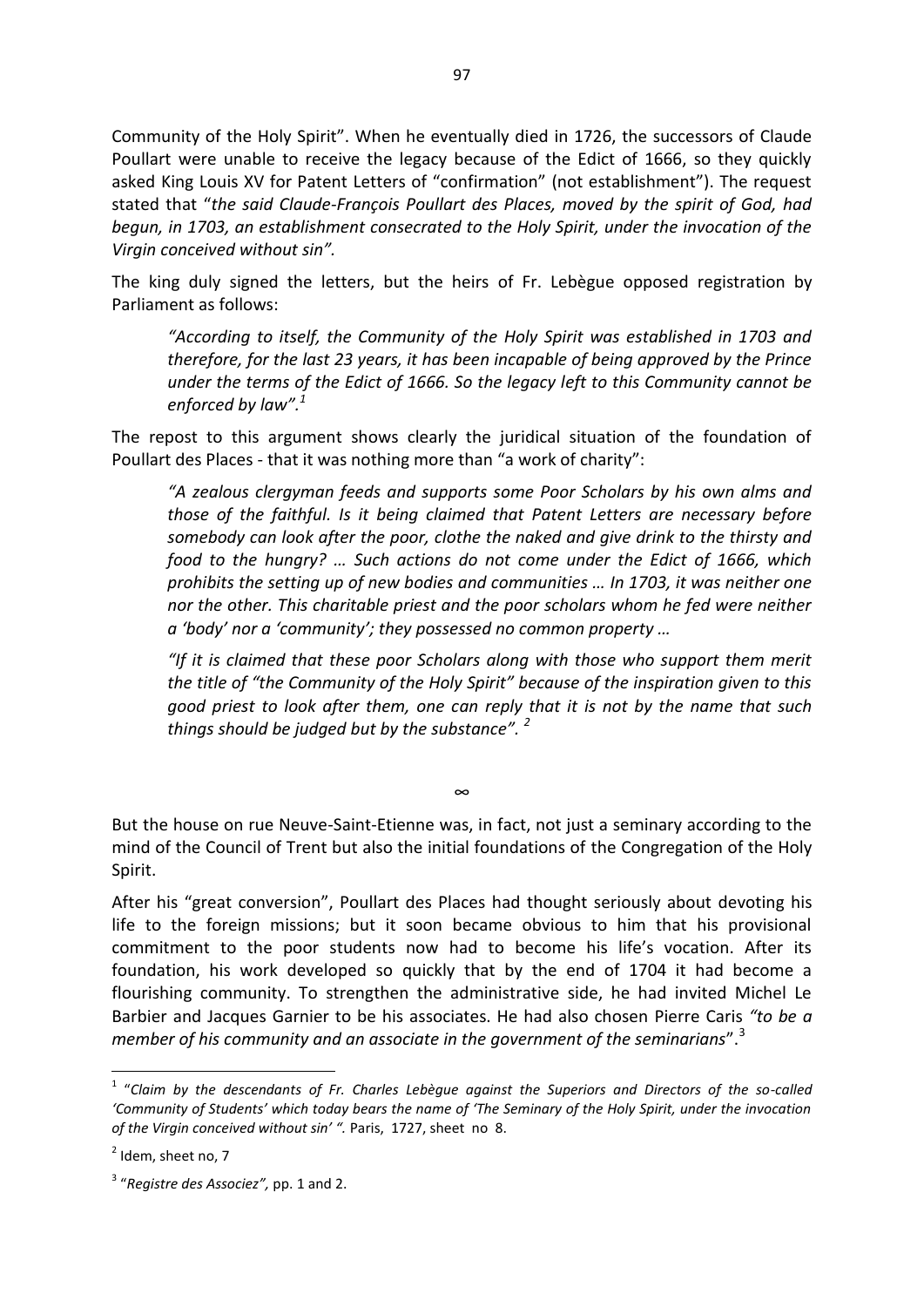Community of the Holy Spirit". When he eventually died in 1726, the successors of Claude Poullart were unable to receive the legacy because of the Edict of 1666, so they quickly asked King Louis XV for Patent Letters of "confirmation" (not establishment"). The request stated that "*the said Claude-François Poullart des Places, moved by the spirit of God, had begun, in 1703, an establishment consecrated to the Holy Spirit, under the invocation of the Virgin conceived without sin".*

The king duly signed the letters, but the heirs of Fr. Lebègue opposed registration by Parliament as follows:

> *"According to itself, the Community of the Holy Spirit was established in 1703 and therefore, for the last 23 years, it has been incapable of being approved by the Prince under the terms of the Edict of 1666. So the legacy left to this Community cannot be enforced by law".*[1]

The repost to this argument shows clearly the juridical situation of the foundation of Poullart des Places - that it was nothing more than "a work of charity":

> *"A zealous clergyman feeds and supports some Poor Scholars by his own alms and those of the faithful. Is it being claimed that Patent Letters are necessary before somebody can look after the poor, clothe the naked and give drink to the thirsty and food to the hungry? … Such actions do not come under the Edict of 1666, which prohibits the setting up of new bodies and communities … In 1703, it was neither one nor the other. This charitable priest and the poor scholars whom he fed were neither a 'body' nor a 'community'; they possessed no common property …*
>
> *"If it is claimed that these poor Scholars along with those who support them merit the title of "the Community of the Holy Spirit" because of the inspiration given to this good priest to look after them, one can reply that it is not by the name that such things should be judged but by the substance".* [2]

∞

But the house on rue Neuve-Saint-Etienne was, in fact, not just a seminary according to the mind of the Council of Trent but also the initial foundations of the Congregation of the Holy Spirit.

After his "great conversion", Poullart des Places had thought seriously about devoting his life to the foreign missions; but it soon became obvious to him that his provisional commitment to the poor students now had to become his life's vocation. After its foundation, his work developed so quickly that by the end of 1704 it had become a flourishing community. To strengthen the administrative side, he had invited Michel Le Barbier and Jacques Garnier to be his associates. He had also chosen Pierre Caris *"to be a member of his community and an associate in the government of the seminarians*".[3]

---

[1] "*Claim by the descendants of Fr. Charles Lebègue against the Superiors and Directors of the so-called 'Community of Students' which today bears the name of 'The Seminary of the Holy Spirit, under the invocation of the Virgin conceived without sin' ".* Paris, 1727, sheet no 8.

[2] Idem, sheet no, 7

[3] "*Registre des Associez",* pp. 1 and 2.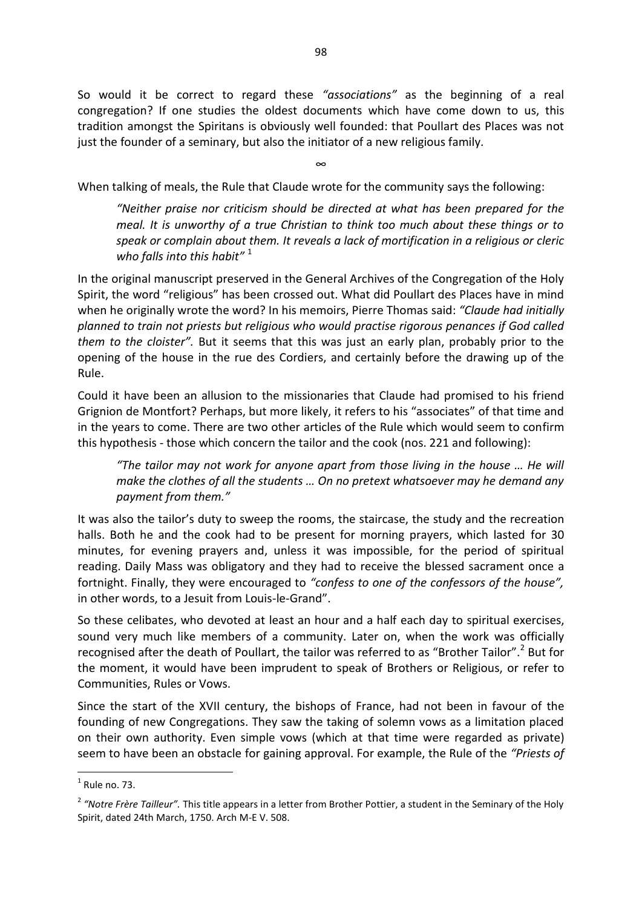So would it be correct to regard these *"associations"* as the beginning of a real congregation? If one studies the oldest documents which have come down to us, this tradition amongst the Spiritans is obviously well founded: that Poullart des Places was not just the founder of a seminary, but also the initiator of a new religious family.

∞

When talking of meals, the Rule that Claude wrote for the community says the following:

> *"Neither praise nor criticism should be directed at what has been prepared for the meal. It is unworthy of a true Christian to think too much about these things or to speak or complain about them. It reveals a lack of mortification in a religious or cleric who falls into this habit"* [1]

In the original manuscript preserved in the General Archives of the Congregation of the Holy Spirit, the word "religious" has been crossed out. What did Poullart des Places have in mind when he originally wrote the word? In his memoirs, Pierre Thomas said: *"Claude had initially planned to train not priests but religious who would practise rigorous penances if God called them to the cloister".* But it seems that this was just an early plan, probably prior to the opening of the house in the rue des Cordiers, and certainly before the drawing up of the Rule.

Could it have been an allusion to the missionaries that Claude had promised to his friend Grignion de Montfort? Perhaps, but more likely, it refers to his "associates" of that time and in the years to come. There are two other articles of the Rule which would seem to confirm this hypothesis - those which concern the tailor and the cook (nos. 221 and following):

> *"The tailor may not work for anyone apart from those living in the house … He will make the clothes of all the students … On no pretext whatsoever may he demand any payment from them."*

It was also the tailor's duty to sweep the rooms, the staircase, the study and the recreation halls. Both he and the cook had to be present for morning prayers, which lasted for 30 minutes, for evening prayers and, unless it was impossible, for the period of spiritual reading. Daily Mass was obligatory and they had to receive the blessed sacrament once a fortnight. Finally, they were encouraged to *"confess to one of the confessors of the house",* in other words, to a Jesuit from Louis-le-Grand".

So these celibates, who devoted at least an hour and a half each day to spiritual exercises, sound very much like members of a community. Later on, when the work was officially recognised after the death of Poullart, the tailor was referred to as "Brother Tailor".[2] But for the moment, it would have been imprudent to speak of Brothers or Religious, or refer to Communities, Rules or Vows.

Since the start of the XVII century, the bishops of France, had not been in favour of the founding of new Congregations. They saw the taking of solemn vows as a limitation placed on their own authority. Even simple vows (which at that time were regarded as private) seem to have been an obstacle for gaining approval. For example, the Rule of the *"Priests of*

---

[1] Rule no. 73.

[2] *"Notre Frère Tailleur".* This title appears in a letter from Brother Pottier, a student in the Seminary of the Holy Spirit, dated 24th March, 1750. Arch M-E V. 508.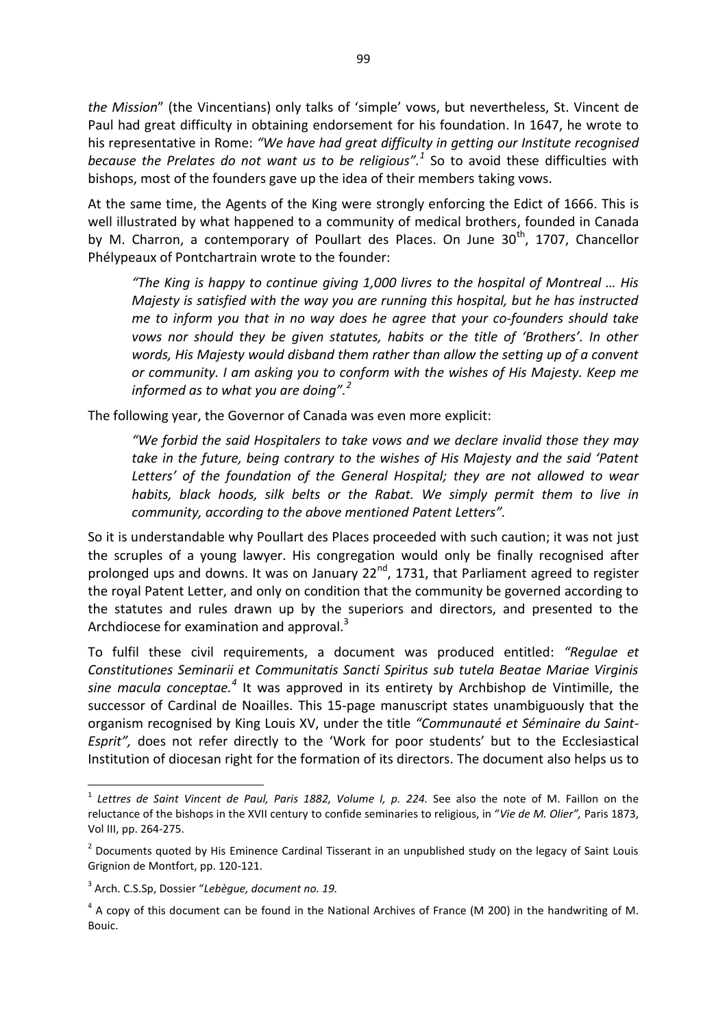*the Mission*" (the Vincentians) only talks of 'simple' vows, but nevertheless, St. Vincent de Paul had great difficulty in obtaining endorsement for his foundation. In 1647, he wrote to his representative in Rome: *"We have had great difficulty in getting our Institute recognised because the Prelates do not want us to be religious".*[1] So to avoid these difficulties with bishops, most of the founders gave up the idea of their members taking vows.

At the same time, the Agents of the King were strongly enforcing the Edict of 1666. This is well illustrated by what happened to a community of medical brothers, founded in Canada by M. Charron, a contemporary of Poullart des Places. On June 30th, 1707, Chancellor Phélypeaux of Pontchartrain wrote to the founder:

> *"The King is happy to continue giving 1,000 livres to the hospital of Montreal … His Majesty is satisfied with the way you are running this hospital, but he has instructed me to inform you that in no way does he agree that your co-founders should take vows nor should they be given statutes, habits or the title of 'Brothers'. In other words, His Majesty would disband them rather than allow the setting up of a convent or community. I am asking you to conform with the wishes of His Majesty. Keep me informed as to what you are doing".*[2]

The following year, the Governor of Canada was even more explicit:

> *"We forbid the said Hospitalers to take vows and we declare invalid those they may take in the future, being contrary to the wishes of His Majesty and the said 'Patent Letters' of the foundation of the General Hospital; they are not allowed to wear habits, black hoods, silk belts or the Rabat. We simply permit them to live in community, according to the above mentioned Patent Letters".*

So it is understandable why Poullart des Places proceeded with such caution; it was not just the scruples of a young lawyer. His congregation would only be finally recognised after prolonged ups and downs. It was on January 22nd, 1731, that Parliament agreed to register the royal Patent Letter, and only on condition that the community be governed according to the statutes and rules drawn up by the superiors and directors, and presented to the Archdiocese for examination and approval.[3]

To fulfil these civil requirements, a document was produced entitled: *"Regulae et Constitutiones Seminarii et Communitatis Sancti Spiritus sub tutela Beatae Mariae Virginis sine macula conceptae.*[4] It was approved in its entirety by Archbishop de Vintimille, the successor of Cardinal de Noailles. This 15-page manuscript states unambiguously that the organism recognised by King Louis XV, under the title *"Communauté et Séminaire du Saint-Esprit",* does not refer directly to the 'Work for poor students' but to the Ecclesiastical Institution of diocesan right for the formation of its directors. The document also helps us to

---

[1] *Lettres de Saint Vincent de Paul, Paris 1882, Volume I, p. 224.* See also the note of M. Faillon on the reluctance of the bishops in the XVII century to confide seminaries to religious, in "*Vie de M. Olier",* Paris 1873, Vol III, pp. 264-275.

[2] Documents quoted by His Eminence Cardinal Tisserant in an unpublished study on the legacy of Saint Louis Grignion de Montfort, pp. 120-121.

[3] Arch. C.S.Sp, Dossier "*Lebègue, document no. 19.*

[4] A copy of this document can be found in the National Archives of France (M 200) in the handwriting of M. Bouic.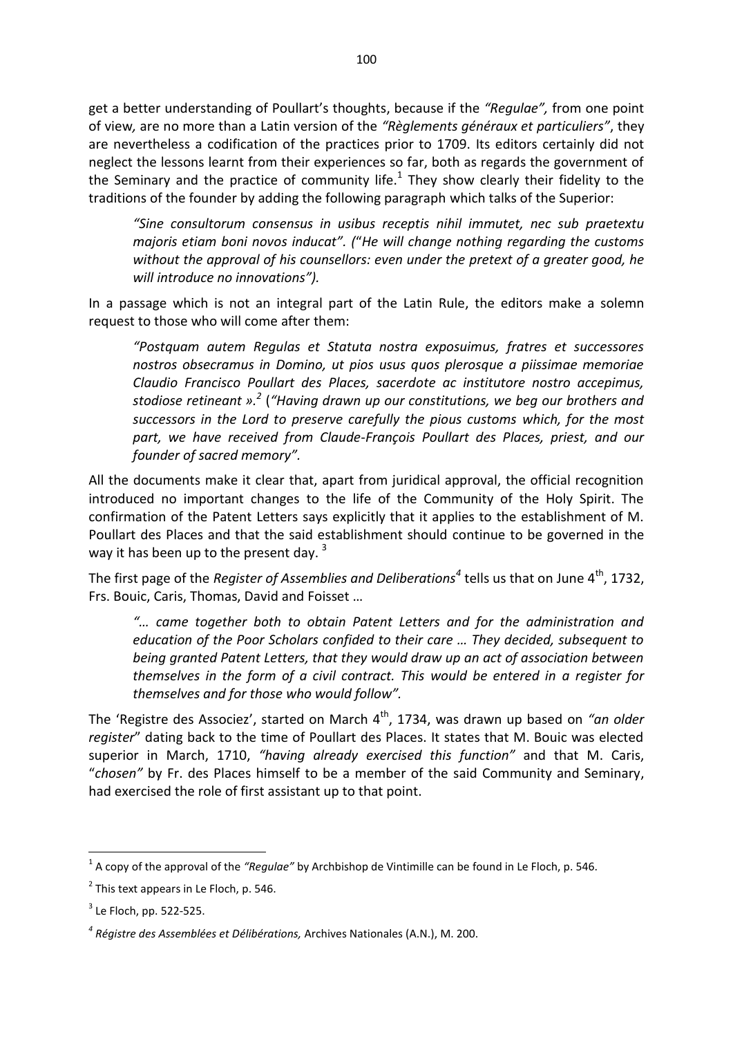get a better understanding of Poullart's thoughts, because if the *"Regulae",* from one point of view, are no more than a Latin version of the *"Règlements généraux et particuliers"*, they are nevertheless a codification of the practices prior to 1709. Its editors certainly did not neglect the lessons learnt from their experiences so far, both as regards the government of the Seminary and the practice of community life.[1] They show clearly their fidelity to the traditions of the founder by adding the following paragraph which talks of the Superior:

> *"Sine consultorum consensus in usibus receptis nihil immutet, nec sub praetextu majoris etiam boni novos inducat". (*"*He will change nothing regarding the customs without the approval of his counsellors: even under the pretext of a greater good, he will introduce no innovations").*

In a passage which is not an integral part of the Latin Rule, the editors make a solemn request to those who will come after them:

> *"Postquam autem Regulas et Statuta nostra exposuimus, fratres et successores nostros obsecramus in Domino, ut pios usus quos plerosque a piissimae memoriae Claudio Francisco Poullart des Places, sacerdote ac institutore nostro accepimus, stodiose retineant ».*[2] (*"Having drawn up our constitutions, we beg our brothers and successors in the Lord to preserve carefully the pious customs which, for the most part, we have received from Claude-François Poullart des Places, priest, and our founder of sacred memory".*

All the documents make it clear that, apart from juridical approval, the official recognition introduced no important changes to the life of the Community of the Holy Spirit. The confirmation of the Patent Letters says explicitly that it applies to the establishment of M. Poullart des Places and that the said establishment should continue to be governed in the way it has been up to the present day. [3]

The first page of the *Register of Assemblies and Deliberations*[4] tells us that on June 4th, 1732, Frs. Bouic, Caris, Thomas, David and Foisset …

> *"… came together both to obtain Patent Letters and for the administration and education of the Poor Scholars confided to their care … They decided, subsequent to being granted Patent Letters, that they would draw up an act of association between themselves in the form of a civil contract. This would be entered in a register for themselves and for those who would follow".*

The 'Registre des Associez', started on March 4th, 1734, was drawn up based on *"an older register*" dating back to the time of Poullart des Places. It states that M. Bouic was elected superior in March, 1710, *"having already exercised this function"* and that M. Caris, "*chosen"* by Fr. des Places himself to be a member of the said Community and Seminary, had exercised the role of first assistant up to that point.

---

[1] A copy of the approval of the *"Regulae"* by Archbishop de Vintimille can be found in Le Floch, p. 546.

[2] This text appears in Le Floch, p. 546.

[3] Le Floch, pp. 522-525.

[4] *Régistre des Assemblées et Délibérations,* Archives Nationales (A.N.), M. 200.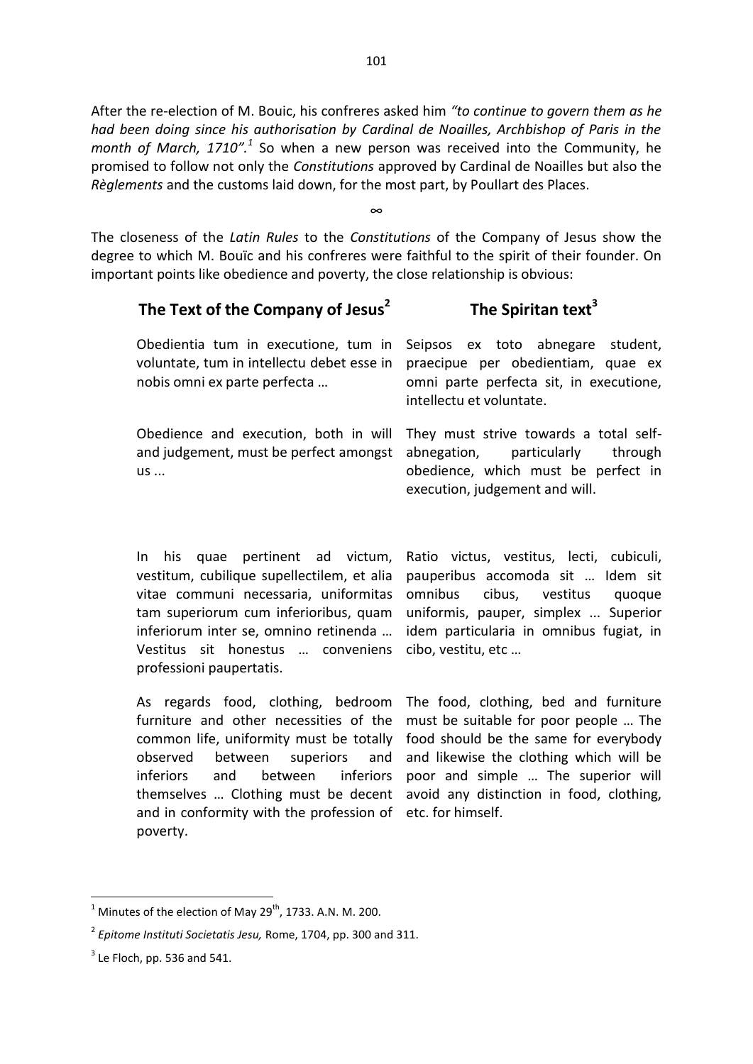After the re-election of M. Bouic, his confreres asked him *"to continue to govern them as he had been doing since his authorisation by Cardinal de Noailles, Archbishop of Paris in the month of March, 1710".*[1] So when a new person was received into the Community, he promised to follow not only the *Constitutions* approved by Cardinal de Noailles but also the *Règlements* and the customs laid down, for the most part, by Poullart des Places.

∞

The closeness of the *Latin Rules* to the *Constitutions* of the Company of Jesus show the degree to which M. Bouïc and his confreres were faithful to the spirit of their founder. On important points like obedience and poverty, the close relationship is obvious:

| The Text of the Company of Jesus[2] | The Spiritan text[3] |
|---|---|
| Obedientia tum in executione, tum in voluntate, tum in intellectu debet esse in nobis omni ex parte perfecta … | Seipsos ex toto abnegare student, praecipue per obedientiam, quae ex omni parte perfecta sit, in executione, intellectu et voluntate. |
| Obedience and execution, both in will and judgement, must be perfect amongst us ... | They must strive towards a total self-abnegation, particularly through obedience, which must be perfect in execution, judgement and will. |
| In his quae pertinent ad victum, vestitum, cubilique supellectilem, et alia vitae communi necessaria, uniformitas tam superiorum cum inferioribus, quam inferiorum inter se, omnino retinenda … Vestitus sit honestus … conveniens professioni paupertatis. | Ratio victus, vestitus, lecti, cubiculi, pauperibus accomoda sit … Idem sit omnibus cibus, vestitus quoque uniformis, pauper, simplex ... Superior idem particularia in omnibus fugiat, in cibo, vestitu, etc … |
| As regards food, clothing, bedroom furniture and other necessities of the common life, uniformity must be totally observed between superiors and inferiors and between inferiors themselves … Clothing must be decent and in conformity with the profession of poverty. | The food, clothing, bed and furniture must be suitable for poor people … The food should be the same for everybody and likewise the clothing which will be poor and simple … The superior will avoid any distinction in food, clothing, etc. for himself. |

---

[1] Minutes of the election of May 29th, 1733. A.N. M. 200.

[2] *Epitome Instituti Societatis Jesu,* Rome, 1704, pp. 300 and 311.

[3] Le Floch, pp. 536 and 541.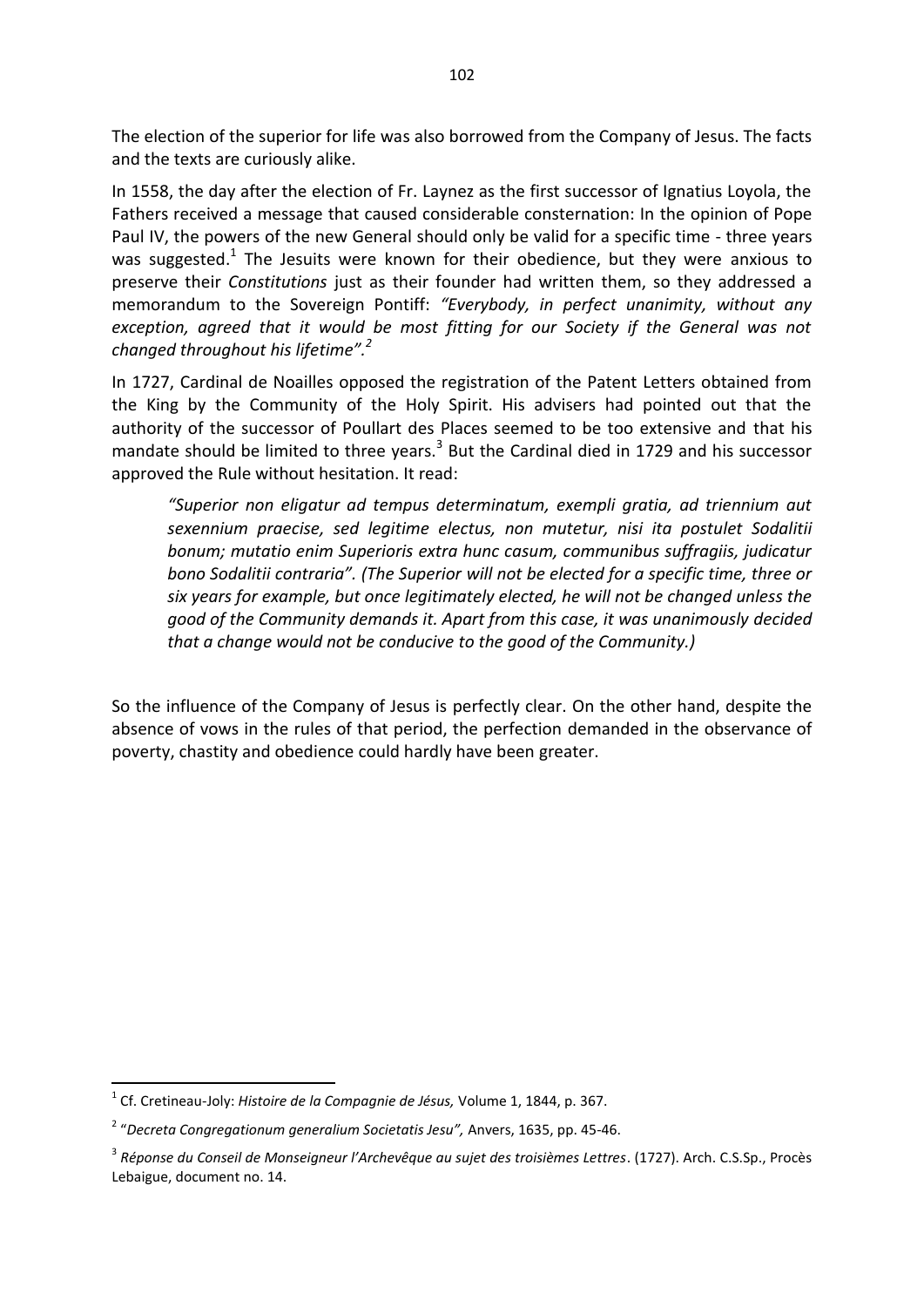The election of the superior for life was also borrowed from the Company of Jesus. The facts and the texts are curiously alike.

In 1558, the day after the election of Fr. Laynez as the first successor of Ignatius Loyola, the Fathers received a message that caused considerable consternation: In the opinion of Pope Paul IV, the powers of the new General should only be valid for a specific time - three years was suggested.[1] The Jesuits were known for their obedience, but they were anxious to preserve their *Constitutions* just as their founder had written them, so they addressed a memorandum to the Sovereign Pontiff: *"Everybody, in perfect unanimity, without any exception, agreed that it would be most fitting for our Society if the General was not changed throughout his lifetime".*[2]

In 1727, Cardinal de Noailles opposed the registration of the Patent Letters obtained from the King by the Community of the Holy Spirit. His advisers had pointed out that the authority of the successor of Poullart des Places seemed to be too extensive and that his mandate should be limited to three years.[3] But the Cardinal died in 1729 and his successor approved the Rule without hesitation. It read:

> *"Superior non eligatur ad tempus determinatum, exempli gratia, ad triennium aut sexennium praecise, sed legitime electus, non mutetur, nisi ita postulet Sodalitii bonum; mutatio enim Superioris extra hunc casum, communibus suffragiis, judicatur bono Sodalitii contraria". (The Superior will not be elected for a specific time, three or six years for example, but once legitimately elected, he will not be changed unless the good of the Community demands it. Apart from this case, it was unanimously decided that a change would not be conducive to the good of the Community.)*

So the influence of the Company of Jesus is perfectly clear. On the other hand, despite the absence of vows in the rules of that period, the perfection demanded in the observance of poverty, chastity and obedience could hardly have been greater.

---

[1] Cf. Cretineau-Joly: *Histoire de la Compagnie de Jésus,* Volume 1, 1844, p. 367.

[2] "*Decreta Congregationum generalium Societatis Jesu",* Anvers, 1635, pp. 45-46.

[3] *Réponse du Conseil de Monseigneur l'Archevêque au sujet des troisièmes Lettres*. (1727). Arch. C.S.Sp., Procès Lebaigue, document no. 14.